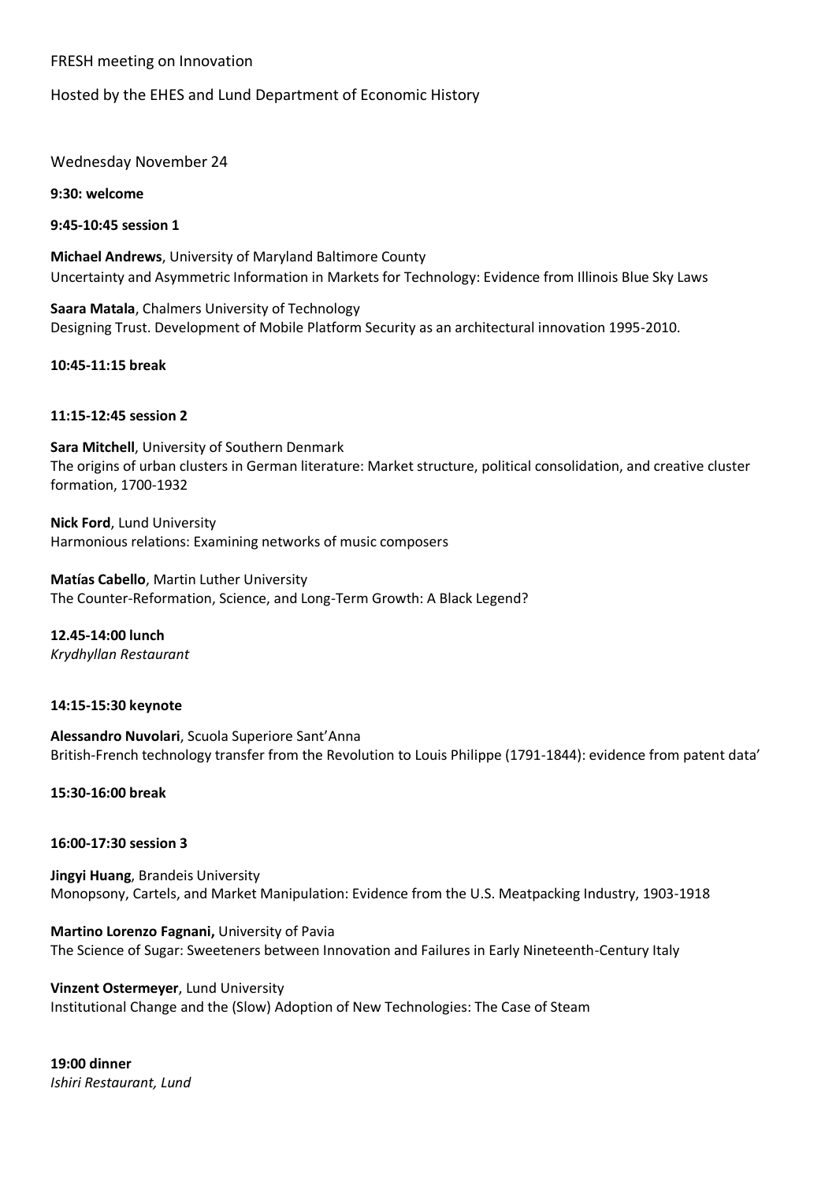FRESH meeting on Innovation

Hosted by the EHES and Lund Department of Economic History

Wednesday November 24

**9:30: welcome**

**9:45-10:45 session 1**

**Michael Andrews**, University of Maryland Baltimore County
Uncertainty and Asymmetric Information in Markets for Technology: Evidence from Illinois Blue Sky Laws

**Saara Matala**, Chalmers University of Technology
Designing Trust. Development of Mobile Platform Security as an architectural innovation 1995-2010.

**10:45-11:15 break**

**11:15-12:45 session 2**

**Sara Mitchell**, University of Southern Denmark
The origins of urban clusters in German literature: Market structure, political consolidation, and creative cluster formation, 1700-1932

**Nick Ford**, Lund University
Harmonious relations: Examining networks of music composers

**Matías Cabello**, Martin Luther University
The Counter-Reformation, Science, and Long-Term Growth: A Black Legend?

**12.45-14:00 lunch**
*Krydhyllan Restaurant*

**14:15-15:30 keynote**

**Alessandro Nuvolari**, Scuola Superiore Sant'Anna
British-French technology transfer from the Revolution to Louis Philippe (1791-1844): evidence from patent data'

**15:30-16:00 break**

**16:00-17:30 session 3**

**Jingyi Huang**, Brandeis University
Monopsony, Cartels, and Market Manipulation: Evidence from the U.S. Meatpacking Industry, 1903-1918

**Martino Lorenzo Fagnani,** University of Pavia
The Science of Sugar: Sweeteners between Innovation and Failures in Early Nineteenth-Century Italy

**Vinzent Ostermeyer**, Lund University
Institutional Change and the (Slow) Adoption of New Technologies: The Case of Steam

**19:00 dinner**
*Ishiri Restaurant, Lund*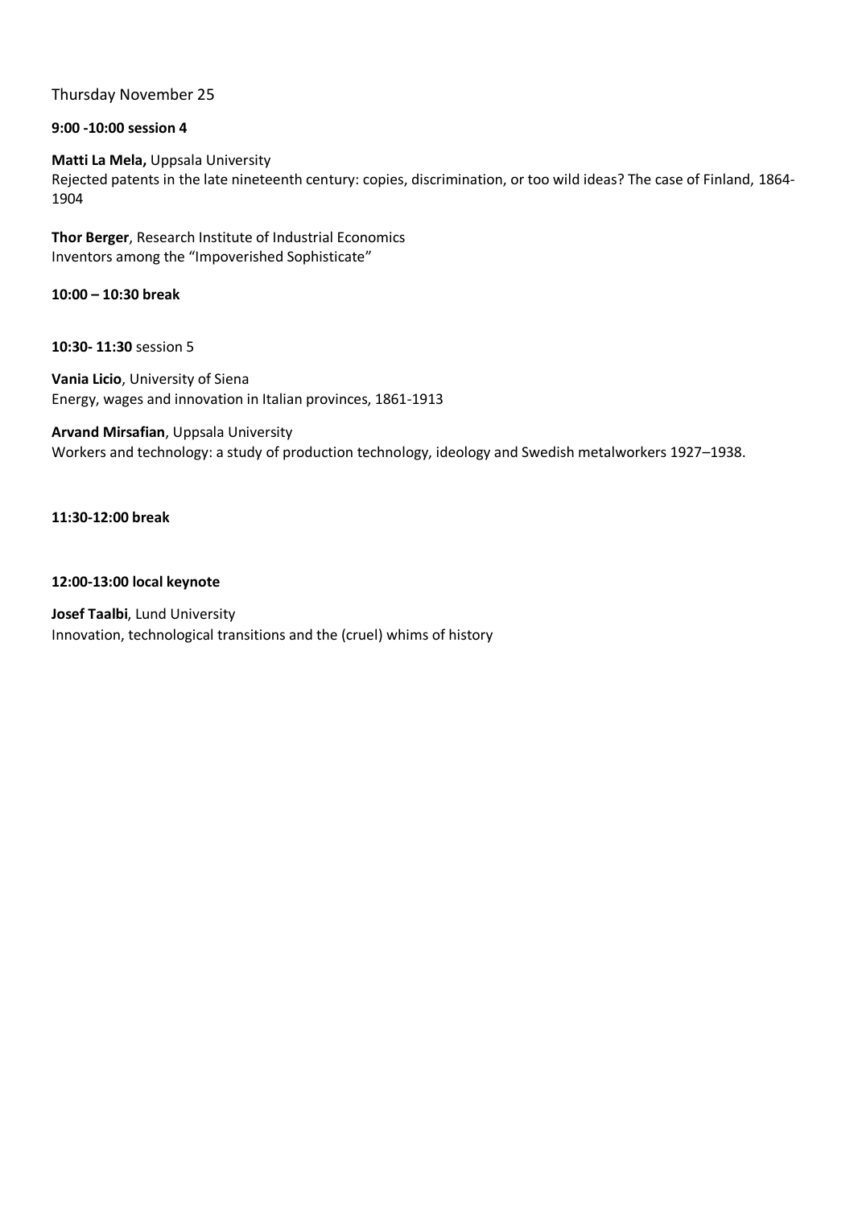Thursday November 25

**9:00 -10:00 session 4**

**Matti La Mela,** Uppsala University
Rejected patents in the late nineteenth century: copies, discrimination, or too wild ideas? The case of Finland, 1864-1904

**Thor Berger**, Research Institute of Industrial Economics
Inventors among the "Impoverished Sophisticate"

**10:00 – 10:30 break**

**10:30- 11:30** session 5

**Vania Licio**, University of Siena
Energy, wages and innovation in Italian provinces, 1861-1913

**Arvand Mirsafian**, Uppsala University
Workers and technology: a study of production technology, ideology and Swedish metalworkers 1927–1938.

**11:30-12:00 break**

**12:00-13:00 local keynote**

**Josef Taalbi**, Lund University
Innovation, technological transitions and the (cruel) whims of history